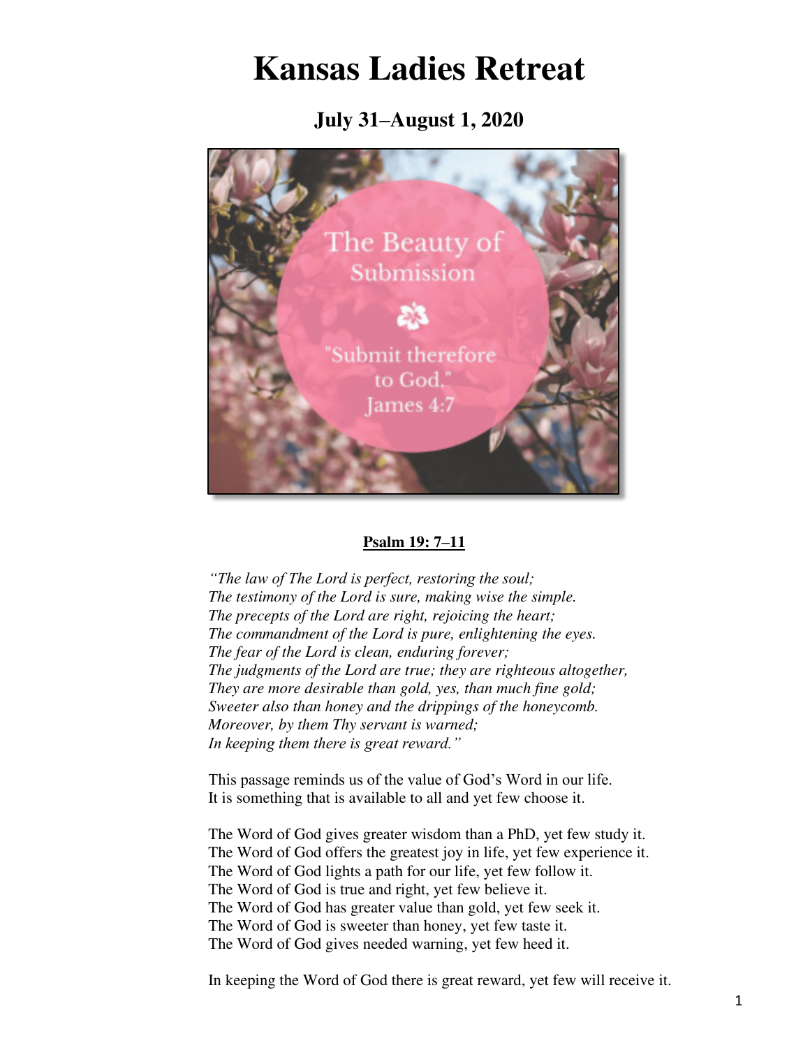# Kansas Ladies Retreat

## July 31–August 1, 2020

The Beauty of Submission

"Submit therefore to God."
James 4:7

**<u>Psalm 19: 7–11</u>**

*"The law of The Lord is perfect, restoring the soul;*
*The testimony of the Lord is sure, making wise the simple.*
*The precepts of the Lord are right, rejoicing the heart;*
*The commandment of the Lord is pure, enlightening the eyes.*
*The fear of the Lord is clean, enduring forever;*
*The judgments of the Lord are true; they are righteous altogether,*
*They are more desirable than gold, yes, than much fine gold;*
*Sweeter also than honey and the drippings of the honeycomb.*
*Moreover, by them Thy servant is warned;*
*In keeping them there is great reward."*

This passage reminds us of the value of God's Word in our life.
It is something that is available to all and yet few choose it.

The Word of God gives greater wisdom than a PhD, yet few study it.
The Word of God offers the greatest joy in life, yet few experience it.
The Word of God lights a path for our life, yet few follow it.
The Word of God is true and right, yet few believe it.
The Word of God has greater value than gold, yet few seek it.
The Word of God is sweeter than honey, yet few taste it.
The Word of God gives needed warning, yet few heed it.

In keeping the Word of God there is great reward, yet few will receive it.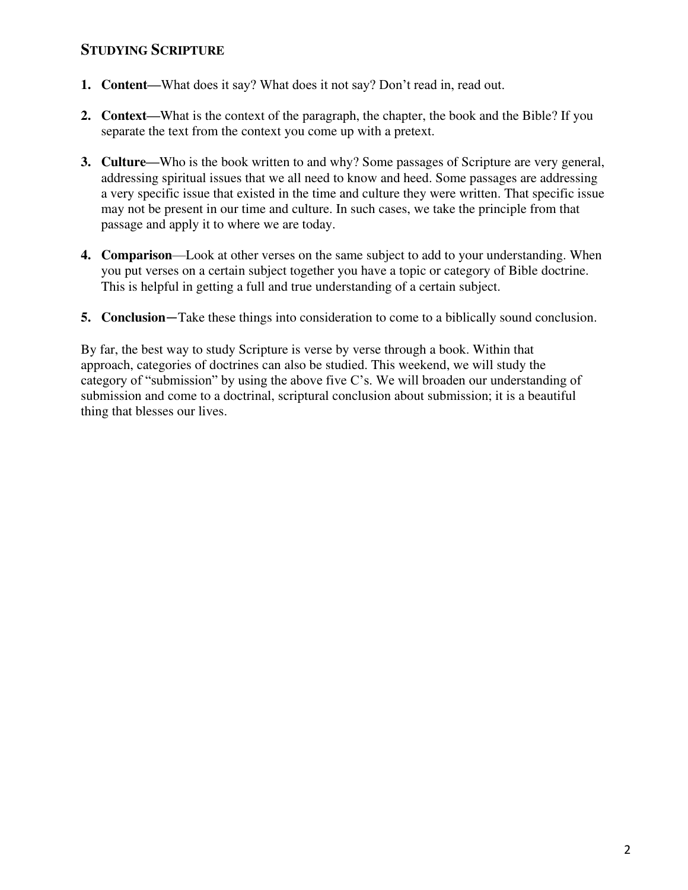## STUDYING SCRIPTURE

1. **Content—**What does it say? What does it not say? Don't read in, read out.

2. **Context—**What is the context of the paragraph, the chapter, the book and the Bible? If you separate the text from the context you come up with a pretext.

3. **Culture—**Who is the book written to and why? Some passages of Scripture are very general, addressing spiritual issues that we all need to know and heed. Some passages are addressing a very specific issue that existed in the time and culture they were written. That specific issue may not be present in our time and culture. In such cases, we take the principle from that passage and apply it to where we are today.

4. **Comparison**—Look at other verses on the same subject to add to your understanding. When you put verses on a certain subject together you have a topic or category of Bible doctrine. This is helpful in getting a full and true understanding of a certain subject.

5. **Conclusion**—Take these things into consideration to come to a biblically sound conclusion.

By far, the best way to study Scripture is verse by verse through a book. Within that approach, categories of doctrines can also be studied. This weekend, we will study the category of "submission" by using the above five C's. We will broaden our understanding of submission and come to a doctrinal, scriptural conclusion about submission; it is a beautiful thing that blesses our lives.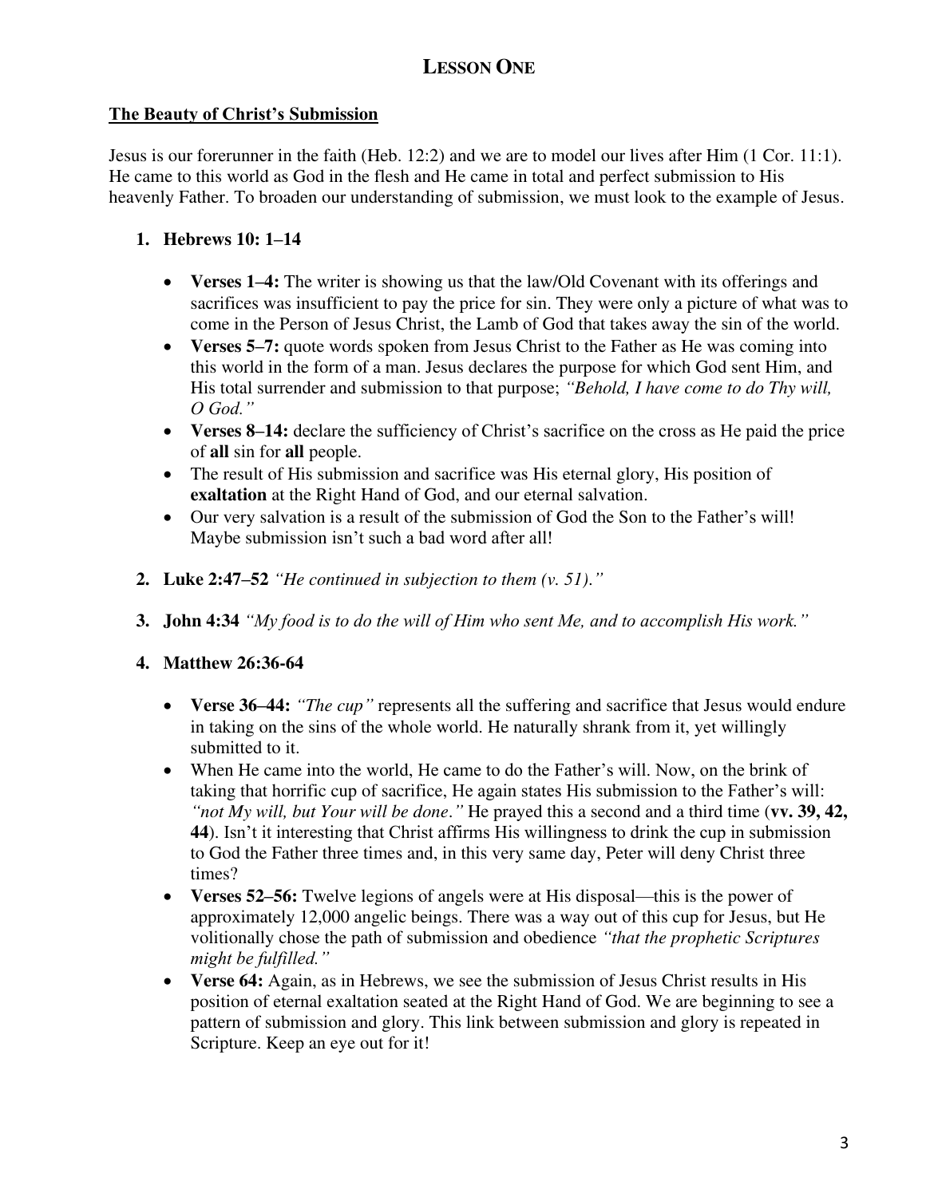# LESSON ONE

**The Beauty of Christ's Submission**

Jesus is our forerunner in the faith (Heb. 12:2) and we are to model our lives after Him (1 Cor. 11:1). He came to this world as God in the flesh and He came in total and perfect submission to His heavenly Father. To broaden our understanding of submission, we must look to the example of Jesus.

1. **Hebrews 10: 1–14**

   - **Verses 1–4:** The writer is showing us that the law/Old Covenant with its offerings and sacrifices was insufficient to pay the price for sin. They were only a picture of what was to come in the Person of Jesus Christ, the Lamb of God that takes away the sin of the world.
   - **Verses 5–7:** quote words spoken from Jesus Christ to the Father as He was coming into this world in the form of a man. Jesus declares the purpose for which God sent Him, and His total surrender and submission to that purpose; *"Behold, I have come to do Thy will, O God."*
   - **Verses 8–14:** declare the sufficiency of Christ's sacrifice on the cross as He paid the price of **all** sin for **all** people.
   - The result of His submission and sacrifice was His eternal glory, His position of **exaltation** at the Right Hand of God, and our eternal salvation.
   - Our very salvation is a result of the submission of God the Son to the Father's will! Maybe submission isn't such a bad word after all!

2. **Luke 2:47–52** *"He continued in subjection to them (v. 51)."*

3. **John 4:34** *"My food is to do the will of Him who sent Me, and to accomplish His work."*

4. **Matthew 26:36-64**

   - **Verse 36–44:** *"The cup"* represents all the suffering and sacrifice that Jesus would endure in taking on the sins of the whole world. He naturally shrank from it, yet willingly submitted to it.
   - When He came into the world, He came to do the Father's will. Now, on the brink of taking that horrific cup of sacrifice, He again states His submission to the Father's will: *"not My will, but Your will be done."* He prayed this a second and a third time (**vv. 39, 42, 44**). Isn't it interesting that Christ affirms His willingness to drink the cup in submission to God the Father three times and, in this very same day, Peter will deny Christ three times?
   - **Verses 52–56:** Twelve legions of angels were at His disposal—this is the power of approximately 12,000 angelic beings. There was a way out of this cup for Jesus, but He volitionally chose the path of submission and obedience *"that the prophetic Scriptures might be fulfilled."*
   - **Verse 64:** Again, as in Hebrews, we see the submission of Jesus Christ results in His position of eternal exaltation seated at the Right Hand of God. We are beginning to see a pattern of submission and glory. This link between submission and glory is repeated in Scripture. Keep an eye out for it!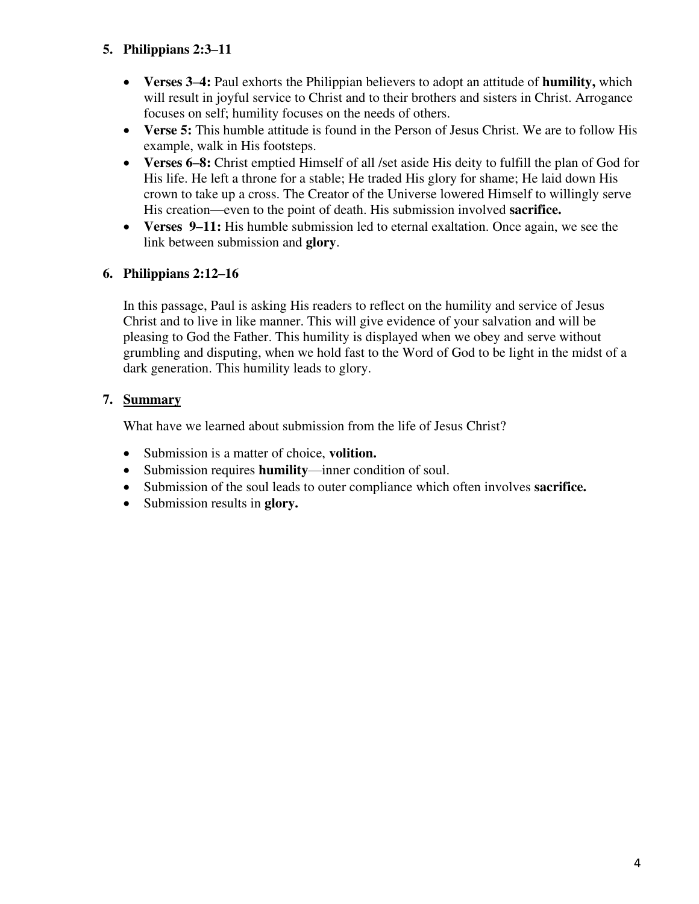5. **Philippians 2:3–11**

   - **Verses 3–4:** Paul exhorts the Philippian believers to adopt an attitude of **humility,** which will result in joyful service to Christ and to their brothers and sisters in Christ. Arrogance focuses on self; humility focuses on the needs of others.
   - **Verse 5:** This humble attitude is found in the Person of Jesus Christ. We are to follow His example, walk in His footsteps.
   - **Verses 6–8:** Christ emptied Himself of all /set aside His deity to fulfill the plan of God for His life. He left a throne for a stable; He traded His glory for shame; He laid down His crown to take up a cross. The Creator of the Universe lowered Himself to willingly serve His creation—even to the point of death. His submission involved **sacrifice.**
   - **Verses 9–11:** His humble submission led to eternal exaltation. Once again, we see the link between submission and **glory**.

6. **Philippians 2:12–16**

   In this passage, Paul is asking His readers to reflect on the humility and service of Jesus Christ and to live in like manner. This will give evidence of your salvation and will be pleasing to God the Father. This humility is displayed when we obey and serve without grumbling and disputing, when we hold fast to the Word of God to be light in the midst of a dark generation. This humility leads to glory.

7. **Summary**

   What have we learned about submission from the life of Jesus Christ?

   - Submission is a matter of choice, **volition.**
   - Submission requires **humility**—inner condition of soul.
   - Submission of the soul leads to outer compliance which often involves **sacrifice.**
   - Submission results in **glory.**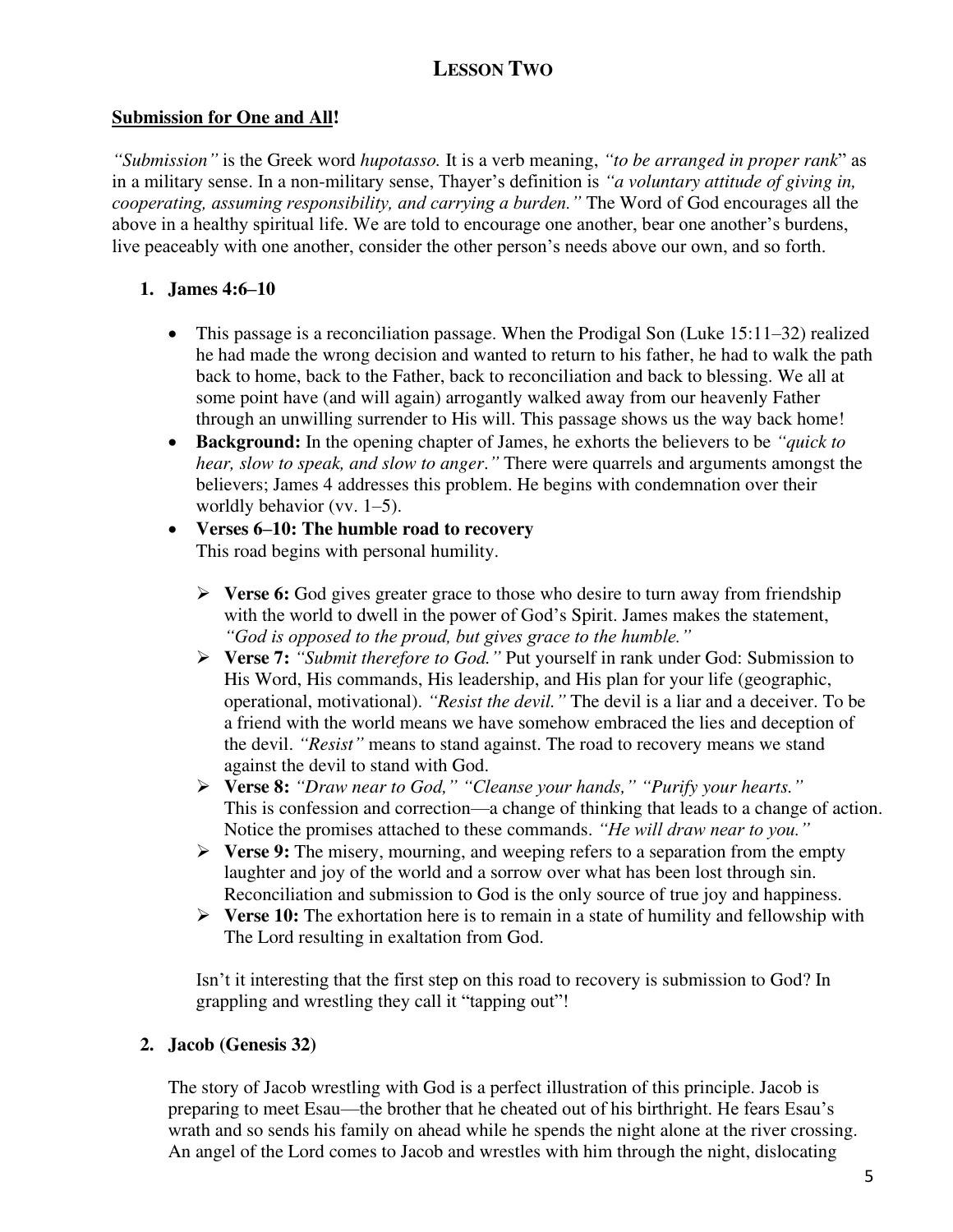# LESSON TWO

**Submission for One and All!**

*"Submission"* is the Greek word *hupotasso.* It is a verb meaning, *"to be arranged in proper rank*" as in a military sense. In a non-military sense, Thayer's definition is *"a voluntary attitude of giving in, cooperating, assuming responsibility, and carrying a burden."* The Word of God encourages all the above in a healthy spiritual life. We are told to encourage one another, bear one another's burdens, live peaceably with one another, consider the other person's needs above our own, and so forth.

1. **James 4:6–10**

   - This passage is a reconciliation passage. When the Prodigal Son (Luke 15:11–32) realized he had made the wrong decision and wanted to return to his father, he had to walk the path back to home, back to the Father, back to reconciliation and back to blessing. We all at some point have (and will again) arrogantly walked away from our heavenly Father through an unwilling surrender to His will. This passage shows us the way back home!
   - **Background:** In the opening chapter of James, he exhorts the believers to be *"quick to hear, slow to speak, and slow to anger."* There were quarrels and arguments amongst the believers; James 4 addresses this problem. He begins with condemnation over their worldly behavior (vv. 1–5).
   - **Verses 6–10: The humble road to recovery**
     This road begins with personal humility.

     - **Verse 6:** God gives greater grace to those who desire to turn away from friendship with the world to dwell in the power of God's Spirit. James makes the statement, *"God is opposed to the proud, but gives grace to the humble."*
     - **Verse 7:** *"Submit therefore to God."* Put yourself in rank under God: Submission to His Word, His commands, His leadership, and His plan for your life (geographic, operational, motivational). *"Resist the devil."* The devil is a liar and a deceiver. To be a friend with the world means we have somehow embraced the lies and deception of the devil. *"Resist"* means to stand against. The road to recovery means we stand against the devil to stand with God.
     - **Verse 8:** *"Draw near to God," "Cleanse your hands," "Purify your hearts."* This is confession and correction—a change of thinking that leads to a change of action. Notice the promises attached to these commands. *"He will draw near to you."*
     - **Verse 9:** The misery, mourning, and weeping refers to a separation from the empty laughter and joy of the world and a sorrow over what has been lost through sin. Reconciliation and submission to God is the only source of true joy and happiness.
     - **Verse 10:** The exhortation here is to remain in a state of humility and fellowship with The Lord resulting in exaltation from God.

     Isn't it interesting that the first step on this road to recovery is submission to God? In grappling and wrestling they call it "tapping out"!

2. **Jacob (Genesis 32)**

   The story of Jacob wrestling with God is a perfect illustration of this principle. Jacob is preparing to meet Esau—the brother that he cheated out of his birthright. He fears Esau's wrath and so sends his family on ahead while he spends the night alone at the river crossing. An angel of the Lord comes to Jacob and wrestles with him through the night, dislocating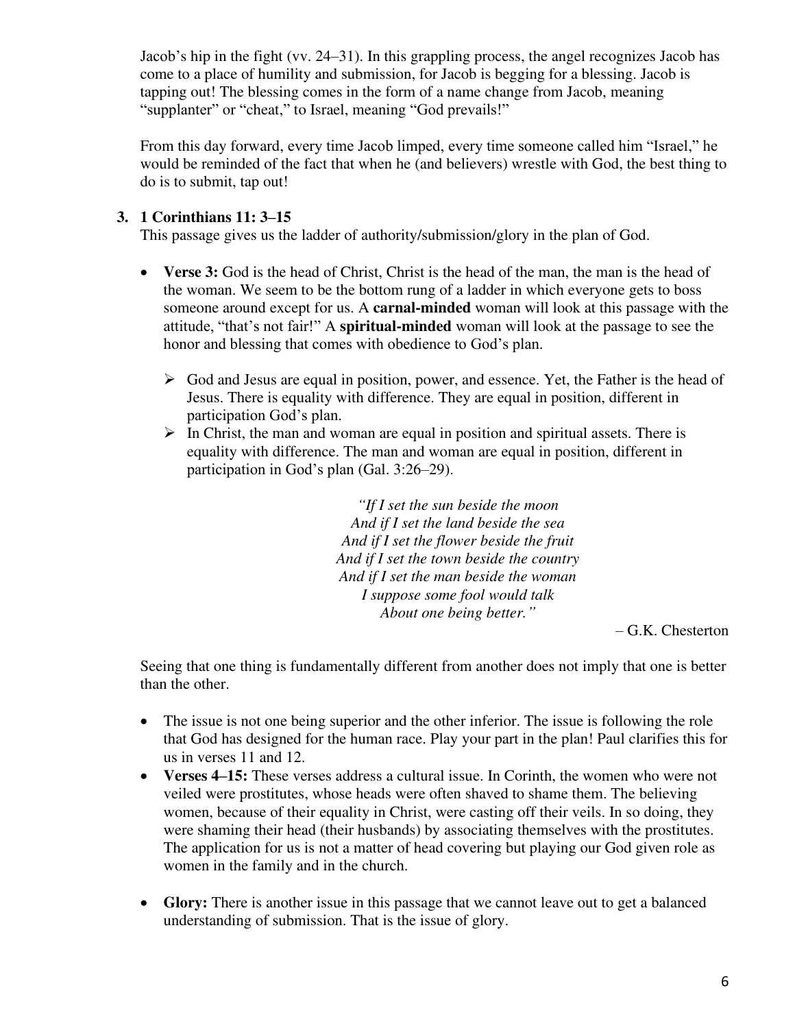Jacob's hip in the fight (vv. 24–31). In this grappling process, the angel recognizes Jacob has come to a place of humility and submission, for Jacob is begging for a blessing. Jacob is tapping out! The blessing comes in the form of a name change from Jacob, meaning "supplanter" or "cheat," to Israel, meaning "God prevails!"

From this day forward, every time Jacob limped, every time someone called him "Israel," he would be reminded of the fact that when he (and believers) wrestle with God, the best thing to do is to submit, tap out!

**3. 1 Corinthians 11: 3–15**

This passage gives us the ladder of authority/submission/glory in the plan of God.

- **Verse 3:** God is the head of Christ, Christ is the head of the man, the man is the head of the woman. We seem to be the bottom rung of a ladder in which everyone gets to boss someone around except for us. A **carnal-minded** woman will look at this passage with the attitude, "that's not fair!" A **spiritual-minded** woman will look at the passage to see the honor and blessing that comes with obedience to God's plan.
  - God and Jesus are equal in position, power, and essence. Yet, the Father is the head of Jesus. There is equality with difference. They are equal in position, different in participation God's plan.
  - In Christ, the man and woman are equal in position and spiritual assets. There is equality with difference. The man and woman are equal in position, different in participation in God's plan (Gal. 3:26–29).

*"If I set the sun beside the moon*
*And if I set the land beside the sea*
*And if I set the flower beside the fruit*
*And if I set the town beside the country*
*And if I set the man beside the woman*
*I suppose some fool would talk*
*About one being better."*

– G.K. Chesterton

Seeing that one thing is fundamentally different from another does not imply that one is better than the other.

- The issue is not one being superior and the other inferior. The issue is following the role that God has designed for the human race. Play your part in the plan! Paul clarifies this for us in verses 11 and 12.
- **Verses 4–15:** These verses address a cultural issue. In Corinth, the women who were not veiled were prostitutes, whose heads were often shaved to shame them. The believing women, because of their equality in Christ, were casting off their veils. In so doing, they were shaming their head (their husbands) by associating themselves with the prostitutes. The application for us is not a matter of head covering but playing our God given role as women in the family and in the church.
- **Glory:** There is another issue in this passage that we cannot leave out to get a balanced understanding of submission. That is the issue of glory.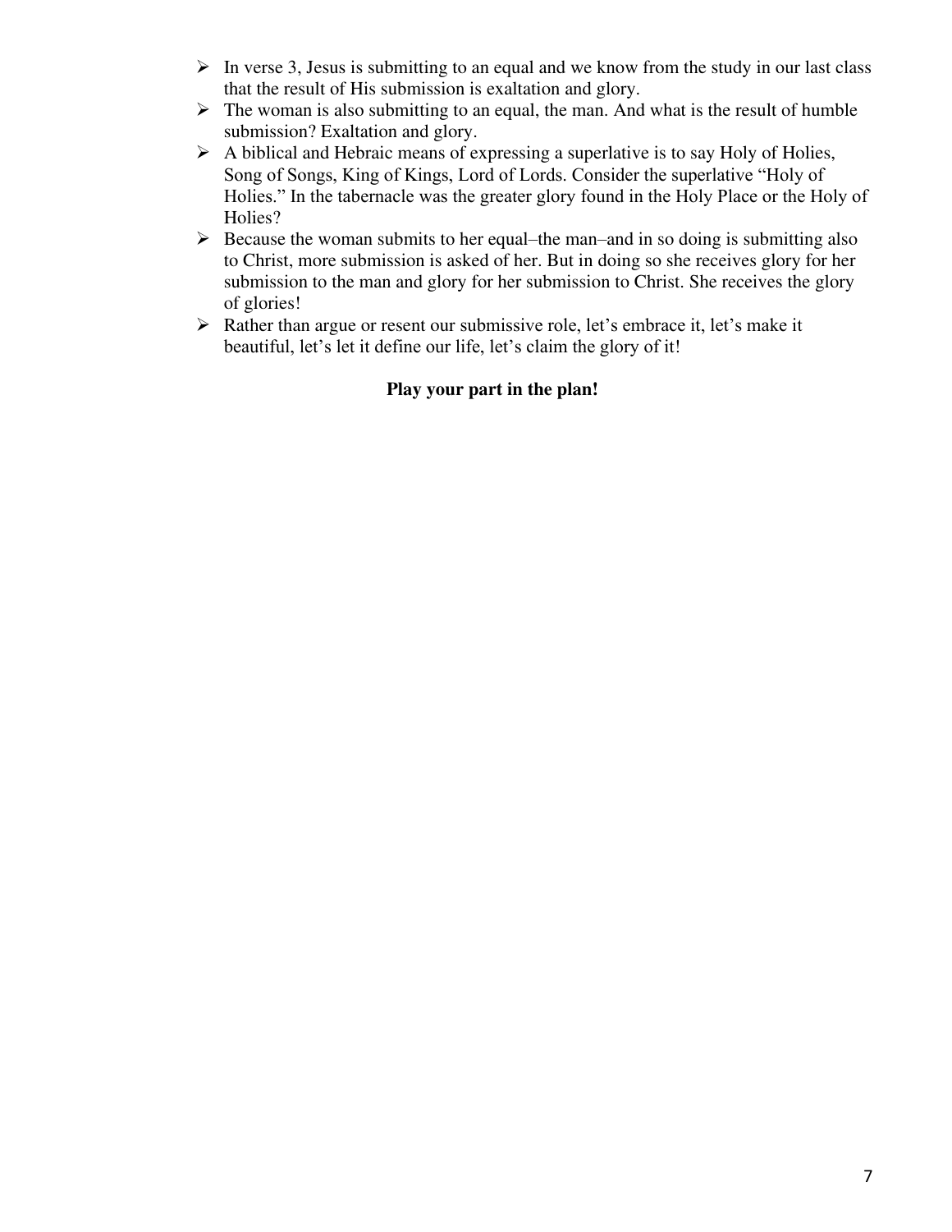- In verse 3, Jesus is submitting to an equal and we know from the study in our last class that the result of His submission is exaltation and glory.
- The woman is also submitting to an equal, the man. And what is the result of humble submission? Exaltation and glory.
- A biblical and Hebraic means of expressing a superlative is to say Holy of Holies, Song of Songs, King of Kings, Lord of Lords. Consider the superlative "Holy of Holies." In the tabernacle was the greater glory found in the Holy Place or the Holy of Holies?
- Because the woman submits to her equal–the man–and in so doing is submitting also to Christ, more submission is asked of her. But in doing so she receives glory for her submission to the man and glory for her submission to Christ. She receives the glory of glories!
- Rather than argue or resent our submissive role, let's embrace it, let's make it beautiful, let's let it define our life, let's claim the glory of it!

**Play your part in the plan!**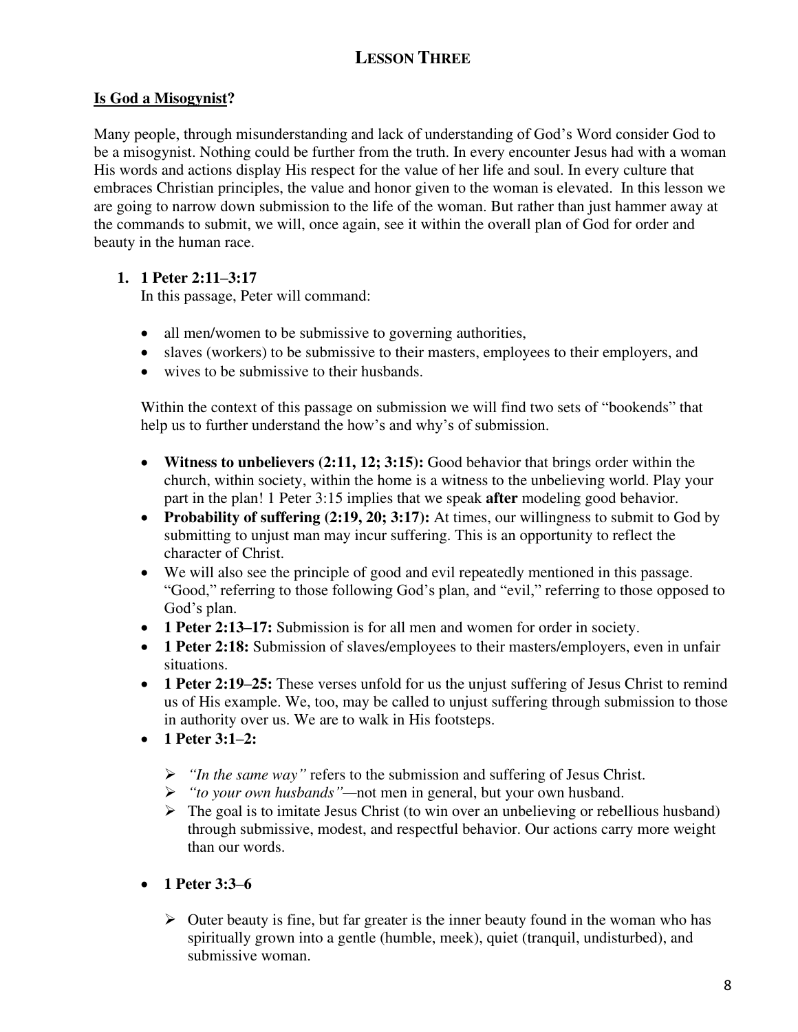# LESSON THREE

## Is God a Misogynist?

Many people, through misunderstanding and lack of understanding of God's Word consider God to be a misogynist. Nothing could be further from the truth. In every encounter Jesus had with a woman His words and actions display His respect for the value of her life and soul. In every culture that embraces Christian principles, the value and honor given to the woman is elevated. In this lesson we are going to narrow down submission to the life of the woman. But rather than just hammer away at the commands to submit, we will, once again, see it within the overall plan of God for order and beauty in the human race.

1. **1 Peter 2:11–3:17**
   In this passage, Peter will command:

   - all men/women to be submissive to governing authorities,
   - slaves (workers) to be submissive to their masters, employees to their employers, and
   - wives to be submissive to their husbands.

   Within the context of this passage on submission we will find two sets of "bookends" that help us to further understand the how's and why's of submission.

   - **Witness to unbelievers (2:11, 12; 3:15):** Good behavior that brings order within the church, within society, within the home is a witness to the unbelieving world. Play your part in the plan! 1 Peter 3:15 implies that we speak **after** modeling good behavior.
   - **Probability of suffering (2:19, 20; 3:17):** At times, our willingness to submit to God by submitting to unjust man may incur suffering. This is an opportunity to reflect the character of Christ.
   - We will also see the principle of good and evil repeatedly mentioned in this passage. "Good," referring to those following God's plan, and "evil," referring to those opposed to God's plan.
   - **1 Peter 2:13–17:** Submission is for all men and women for order in society.
   - **1 Peter 2:18:** Submission of slaves/employees to their masters/employers, even in unfair situations.
   - **1 Peter 2:19–25:** These verses unfold for us the unjust suffering of Jesus Christ to remind us of His example. We, too, may be called to unjust suffering through submission to those in authority over us. We are to walk in His footsteps.
   - **1 Peter 3:1–2:**
     - *"In the same way"* refers to the submission and suffering of Jesus Christ.
     - *"to your own husbands"*—not men in general, but your own husband.
     - The goal is to imitate Jesus Christ (to win over an unbelieving or rebellious husband) through submissive, modest, and respectful behavior. Our actions carry more weight than our words.
   - **1 Peter 3:3–6**
     - Outer beauty is fine, but far greater is the inner beauty found in the woman who has spiritually grown into a gentle (humble, meek), quiet (tranquil, undisturbed), and submissive woman.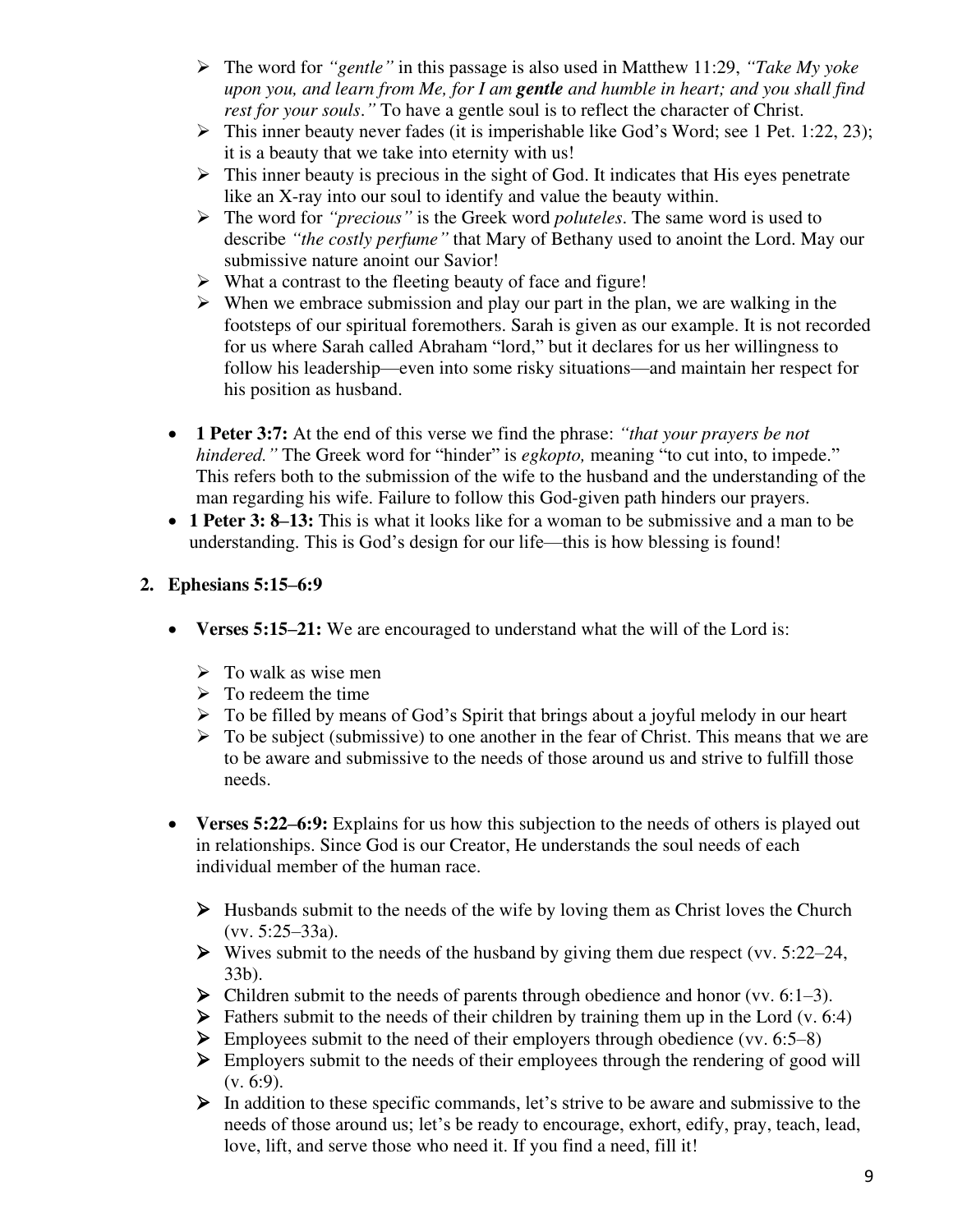- The word for *"gentle"* in this passage is also used in Matthew 11:29, *"Take My yoke upon you, and learn from Me, for I am **gentle** and humble in heart; and you shall find rest for your souls."* To have a gentle soul is to reflect the character of Christ.
- This inner beauty never fades (it is imperishable like God's Word; see 1 Pet. 1:22, 23); it is a beauty that we take into eternity with us!
- This inner beauty is precious in the sight of God. It indicates that His eyes penetrate like an X-ray into our soul to identify and value the beauty within.
- The word for *"precious"* is the Greek word *poluteles*. The same word is used to describe *"the costly perfume"* that Mary of Bethany used to anoint the Lord. May our submissive nature anoint our Savior!
- What a contrast to the fleeting beauty of face and figure!
- When we embrace submission and play our part in the plan, we are walking in the footsteps of our spiritual foremothers. Sarah is given as our example. It is not recorded for us where Sarah called Abraham "lord," but it declares for us her willingness to follow his leadership—even into some risky situations—and maintain her respect for his position as husband.

- **1 Peter 3:7:** At the end of this verse we find the phrase: *"that your prayers be not hindered."* The Greek word for "hinder" is *egkopto,* meaning "to cut into, to impede." This refers both to the submission of the wife to the husband and the understanding of the man regarding his wife. Failure to follow this God-given path hinders our prayers.
- **1 Peter 3: 8–13:** This is what it looks like for a woman to be submissive and a man to be understanding. This is God's design for our life—this is how blessing is found!

**2. Ephesians 5:15–6:9**

- **Verses 5:15–21:** We are encouraged to understand what the will of the Lord is:
  - To walk as wise men
  - To redeem the time
  - To be filled by means of God's Spirit that brings about a joyful melody in our heart
  - To be subject (submissive) to one another in the fear of Christ. This means that we are to be aware and submissive to the needs of those around us and strive to fulfill those needs.

- **Verses 5:22–6:9:** Explains for us how this subjection to the needs of others is played out in relationships. Since God is our Creator, He understands the soul needs of each individual member of the human race.
  - Husbands submit to the needs of the wife by loving them as Christ loves the Church (vv. 5:25–33a).
  - Wives submit to the needs of the husband by giving them due respect (vv. 5:22–24, 33b).
  - Children submit to the needs of parents through obedience and honor (vv. 6:1–3).
  - Fathers submit to the needs of their children by training them up in the Lord (v. 6:4)
  - Employees submit to the need of their employers through obedience (vv. 6:5–8)
  - Employers submit to the needs of their employees through the rendering of good will (v. 6:9).
  - In addition to these specific commands, let's strive to be aware and submissive to the needs of those around us; let's be ready to encourage, exhort, edify, pray, teach, lead, love, lift, and serve those who need it. If you find a need, fill it!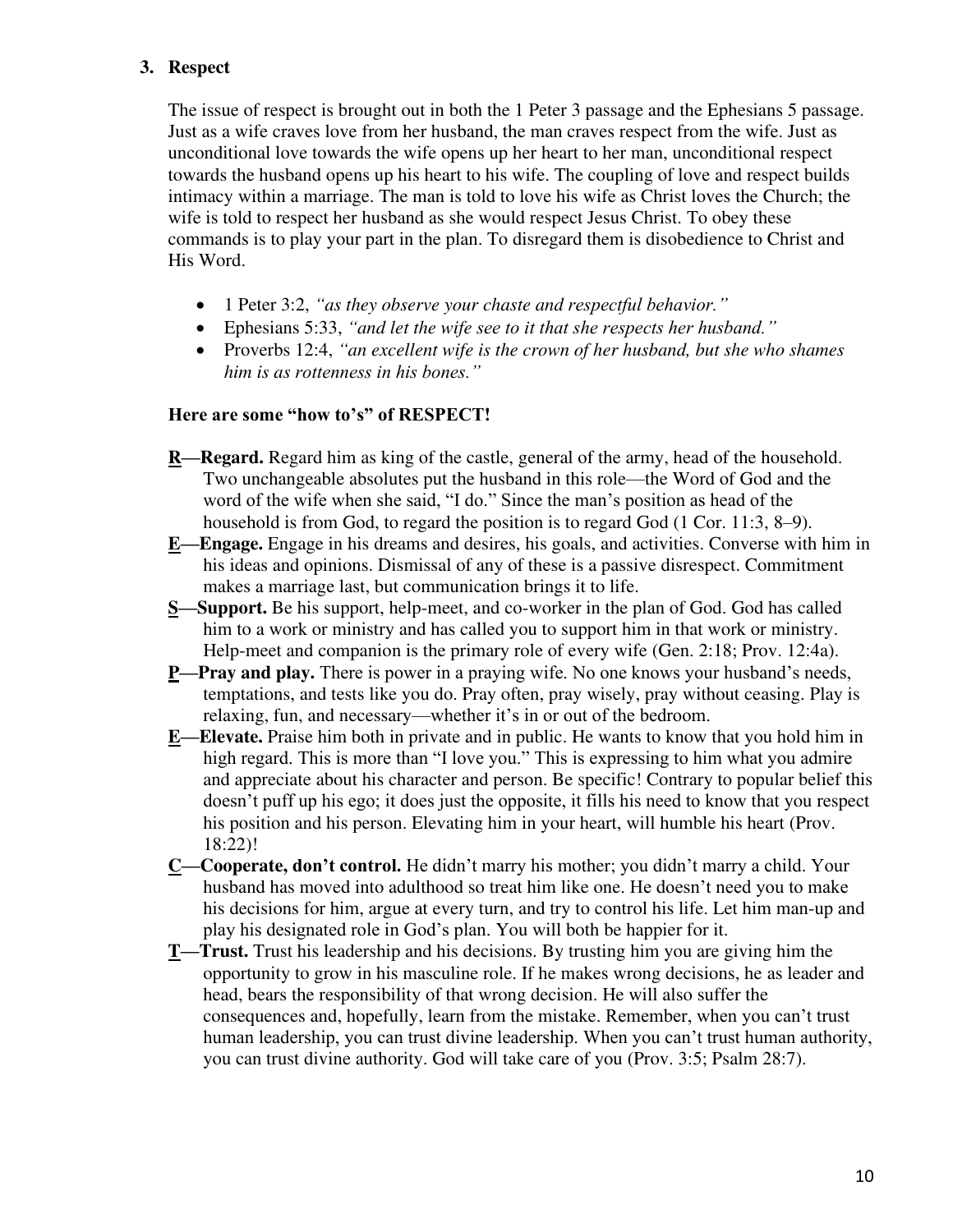### 3. Respect

The issue of respect is brought out in both the 1 Peter 3 passage and the Ephesians 5 passage. Just as a wife craves love from her husband, the man craves respect from the wife. Just as unconditional love towards the wife opens up her heart to her man, unconditional respect towards the husband opens up his heart to his wife. The coupling of love and respect builds intimacy within a marriage. The man is told to love his wife as Christ loves the Church; the wife is told to respect her husband as she would respect Jesus Christ. To obey these commands is to play your part in the plan. To disregard them is disobedience to Christ and His Word.

- 1 Peter 3:2, *"as they observe your chaste and respectful behavior."*
- Ephesians 5:33, *"and let the wife see to it that she respects her husband."*
- Proverbs 12:4, *"an excellent wife is the crown of her husband, but she who shames him is as rottenness in his bones."*

**Here are some "how to's" of RESPECT!**

**R—Regard.** Regard him as king of the castle, general of the army, head of the household. Two unchangeable absolutes put the husband in this role—the Word of God and the word of the wife when she said, "I do." Since the man's position as head of the household is from God, to regard the position is to regard God (1 Cor. 11:3, 8–9).

**E—Engage.** Engage in his dreams and desires, his goals, and activities. Converse with him in his ideas and opinions. Dismissal of any of these is a passive disrespect. Commitment makes a marriage last, but communication brings it to life.

**S—Support.** Be his support, help-meet, and co-worker in the plan of God. God has called him to a work or ministry and has called you to support him in that work or ministry. Help-meet and companion is the primary role of every wife (Gen. 2:18; Prov. 12:4a).

**P—Pray and play.** There is power in a praying wife. No one knows your husband's needs, temptations, and tests like you do. Pray often, pray wisely, pray without ceasing. Play is relaxing, fun, and necessary—whether it's in or out of the bedroom.

**E—Elevate.** Praise him both in private and in public. He wants to know that you hold him in high regard. This is more than "I love you." This is expressing to him what you admire and appreciate about his character and person. Be specific! Contrary to popular belief this doesn't puff up his ego; it does just the opposite, it fills his need to know that you respect his position and his person. Elevating him in your heart, will humble his heart (Prov. 18:22)!

**C—Cooperate, don't control.** He didn't marry his mother; you didn't marry a child. Your husband has moved into adulthood so treat him like one. He doesn't need you to make his decisions for him, argue at every turn, and try to control his life. Let him man-up and play his designated role in God's plan. You will both be happier for it.

**T—Trust.** Trust his leadership and his decisions. By trusting him you are giving him the opportunity to grow in his masculine role. If he makes wrong decisions, he as leader and head, bears the responsibility of that wrong decision. He will also suffer the consequences and, hopefully, learn from the mistake. Remember, when you can't trust human leadership, you can trust divine leadership. When you can't trust human authority, you can trust divine authority. God will take care of you (Prov. 3:5; Psalm 28:7).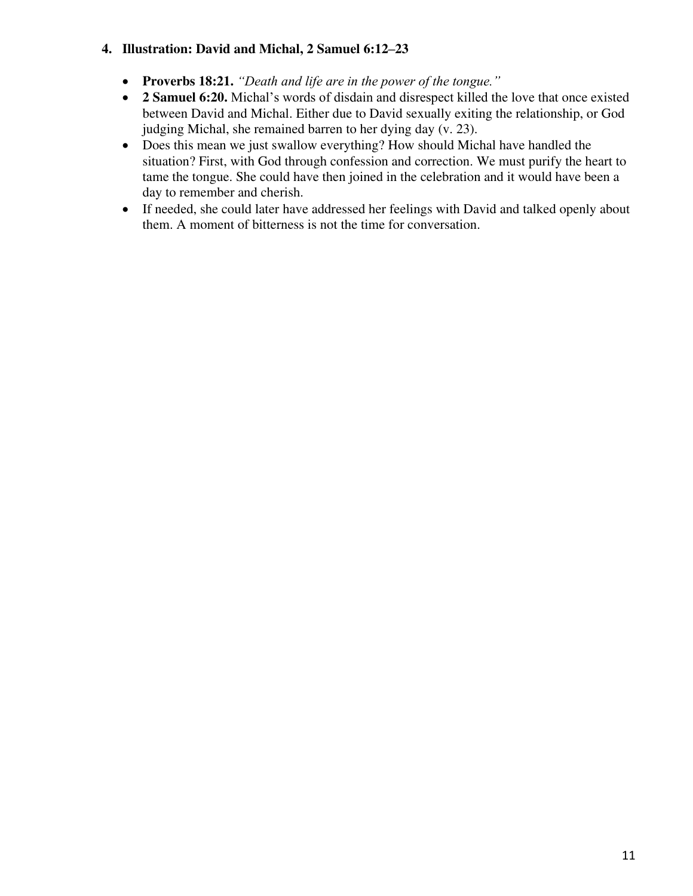4. **Illustration: David and Michal, 2 Samuel 6:12–23**

- **Proverbs 18:21.** *"Death and life are in the power of the tongue."*
- **2 Samuel 6:20.** Michal's words of disdain and disrespect killed the love that once existed between David and Michal. Either due to David sexually exiting the relationship, or God judging Michal, she remained barren to her dying day (v. 23).
- Does this mean we just swallow everything? How should Michal have handled the situation? First, with God through confession and correction. We must purify the heart to tame the tongue. She could have then joined in the celebration and it would have been a day to remember and cherish.
- If needed, she could later have addressed her feelings with David and talked openly about them. A moment of bitterness is not the time for conversation.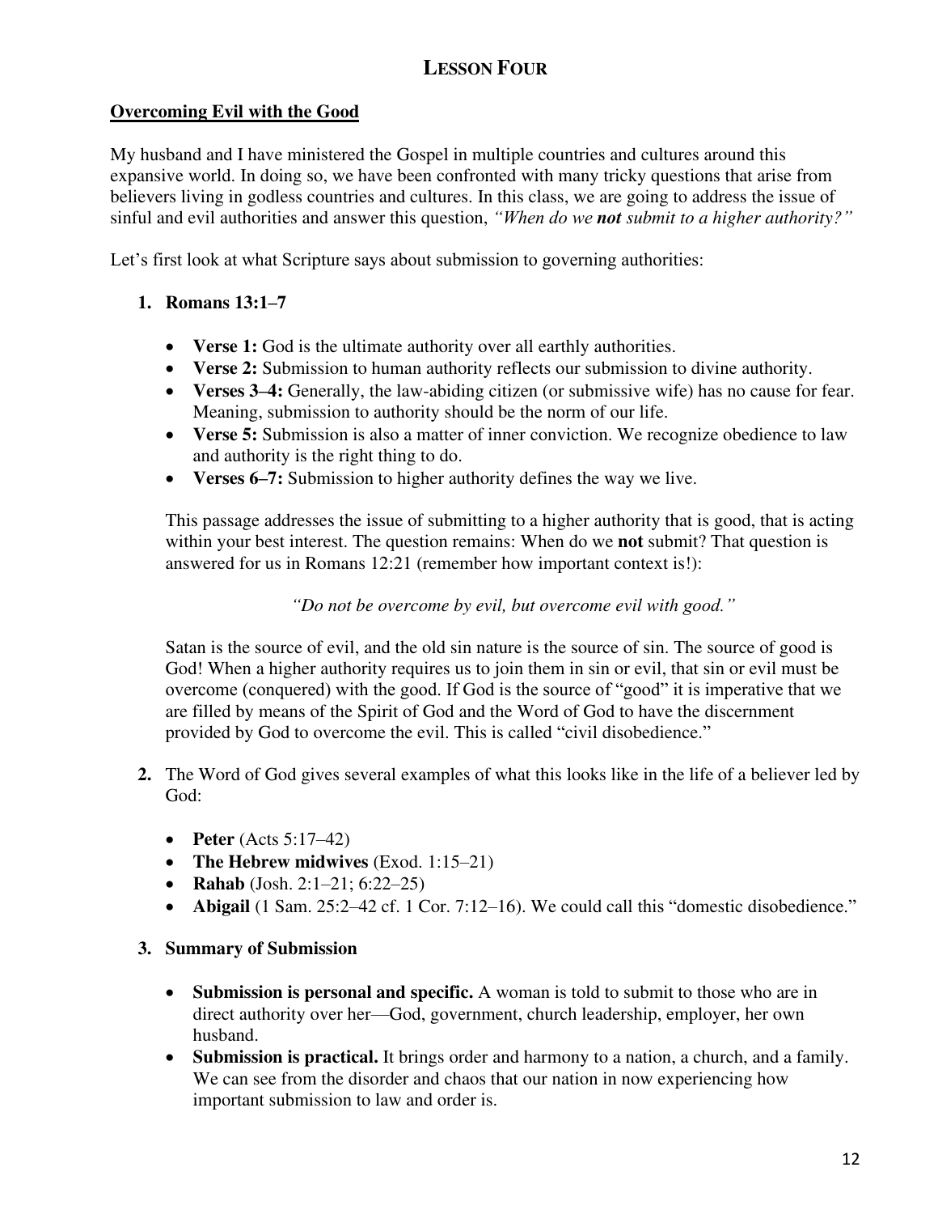# Lesson Four

## Overcoming Evil with the Good

My husband and I have ministered the Gospel in multiple countries and cultures around this expansive world. In doing so, we have been confronted with many tricky questions that arise from believers living in godless countries and cultures. In this class, we are going to address the issue of sinful and evil authorities and answer this question, *"When do we **not** submit to a higher authority?"*

Let's first look at what Scripture says about submission to governing authorities:

1. **Romans 13:1–7**

   - **Verse 1:** God is the ultimate authority over all earthly authorities.
   - **Verse 2:** Submission to human authority reflects our submission to divine authority.
   - **Verses 3–4:** Generally, the law-abiding citizen (or submissive wife) has no cause for fear. Meaning, submission to authority should be the norm of our life.
   - **Verse 5:** Submission is also a matter of inner conviction. We recognize obedience to law and authority is the right thing to do.
   - **Verses 6–7:** Submission to higher authority defines the way we live.

   This passage addresses the issue of submitting to a higher authority that is good, that is acting within your best interest. The question remains: When do we **not** submit? That question is answered for us in Romans 12:21 (remember how important context is!):

   *"Do not be overcome by evil, but overcome evil with good."*

   Satan is the source of evil, and the old sin nature is the source of sin. The source of good is God! When a higher authority requires us to join them in sin or evil, that sin or evil must be overcome (conquered) with the good. If God is the source of "good" it is imperative that we are filled by means of the Spirit of God and the Word of God to have the discernment provided by God to overcome the evil. This is called "civil disobedience."

2. The Word of God gives several examples of what this looks like in the life of a believer led by God:

   - **Peter** (Acts 5:17–42)
   - **The Hebrew midwives** (Exod. 1:15–21)
   - **Rahab** (Josh. 2:1–21; 6:22–25)
   - **Abigail** (1 Sam. 25:2–42 cf. 1 Cor. 7:12–16). We could call this "domestic disobedience."

3. **Summary of Submission**

   - **Submission is personal and specific.** A woman is told to submit to those who are in direct authority over her—God, government, church leadership, employer, her own husband.
   - **Submission is practical.** It brings order and harmony to a nation, a church, and a family. We can see from the disorder and chaos that our nation in now experiencing how important submission to law and order is.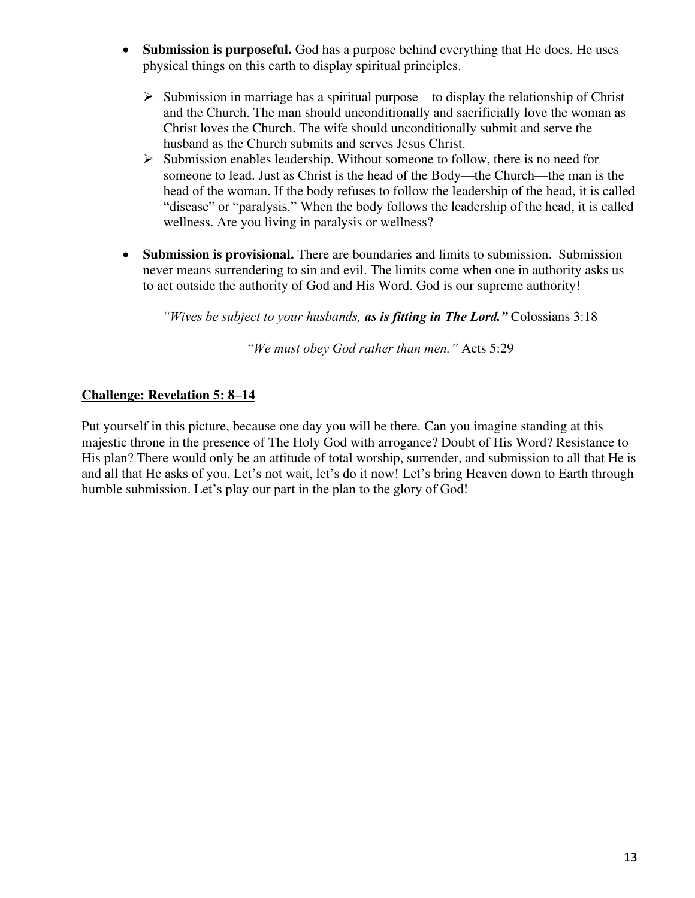- **Submission is purposeful.** God has a purpose behind everything that He does. He uses physical things on this earth to display spiritual principles.
    - Submission in marriage has a spiritual purpose—to display the relationship of Christ and the Church. The man should unconditionally and sacrificially love the woman as Christ loves the Church. The wife should unconditionally submit and serve the husband as the Church submits and serves Jesus Christ.
    - Submission enables leadership. Without someone to follow, there is no need for someone to lead. Just as Christ is the head of the Body—the Church—the man is the head of the woman. If the body refuses to follow the leadership of the head, it is called "disease" or "paralysis." When the body follows the leadership of the head, it is called wellness. Are you living in paralysis or wellness?

- **Submission is provisional.** There are boundaries and limits to submission. Submission never means surrendering to sin and evil. The limits come when one in authority asks us to act outside the authority of God and His Word. God is our supreme authority!

*"Wives be subject to your husbands, **as is fitting in The Lord."*** Colossians 3:18

*"We must obey God rather than men."* Acts 5:29

**<u>Challenge: Revelation 5: 8–14</u>**

Put yourself in this picture, because one day you will be there. Can you imagine standing at this majestic throne in the presence of The Holy God with arrogance? Doubt of His Word? Resistance to His plan? There would only be an attitude of total worship, surrender, and submission to all that He is and all that He asks of you. Let's not wait, let's do it now! Let's bring Heaven down to Earth through humble submission. Let's play our part in the plan to the glory of God!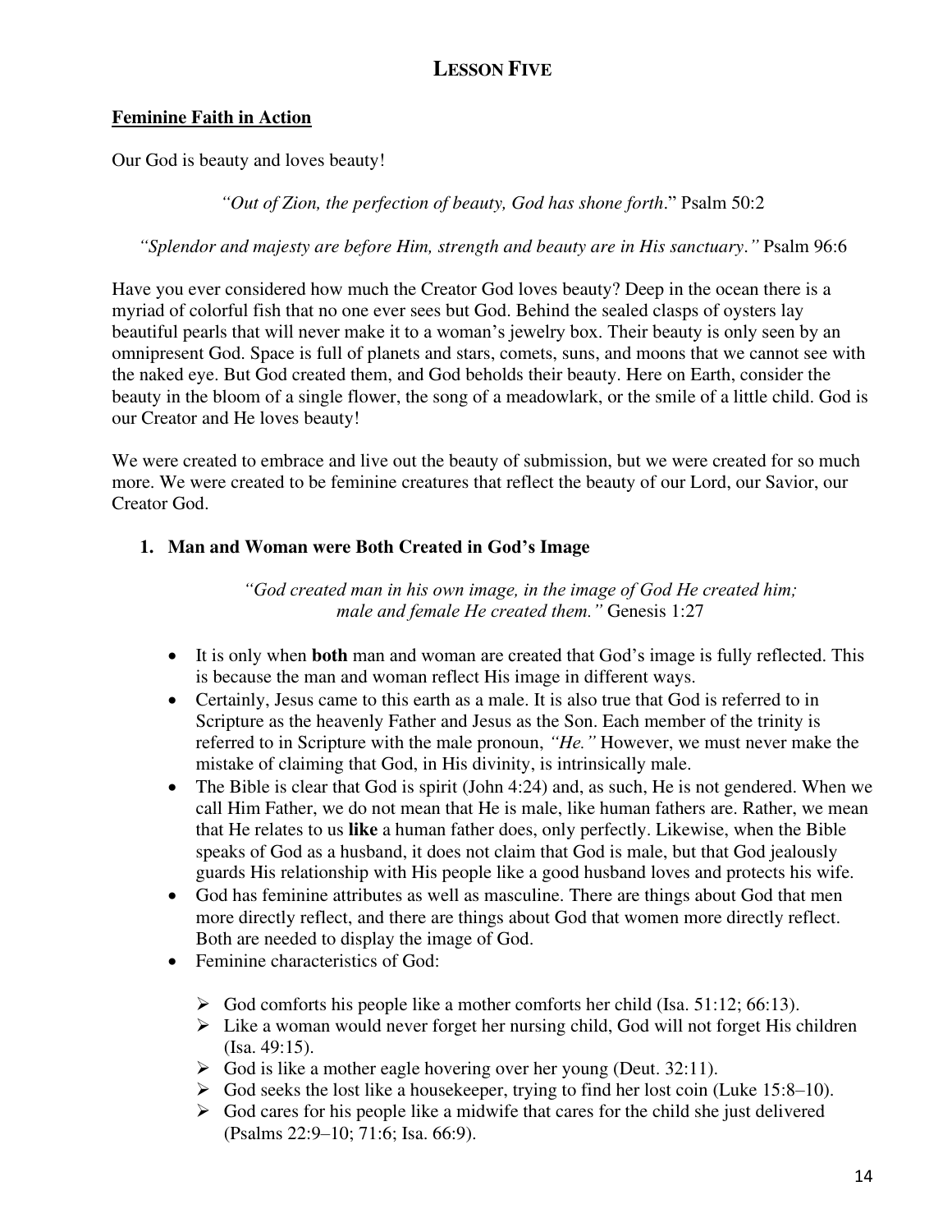# LESSON FIVE

**Feminine Faith in Action**

Our God is beauty and loves beauty!

*"Out of Zion, the perfection of beauty, God has shone forth*." Psalm 50:2

*"Splendor and majesty are before Him, strength and beauty are in His sanctuary."* Psalm 96:6

Have you ever considered how much the Creator God loves beauty? Deep in the ocean there is a myriad of colorful fish that no one ever sees but God. Behind the sealed clasps of oysters lay beautiful pearls that will never make it to a woman's jewelry box. Their beauty is only seen by an omnipresent God. Space is full of planets and stars, comets, suns, and moons that we cannot see with the naked eye. But God created them, and God beholds their beauty. Here on Earth, consider the beauty in the bloom of a single flower, the song of a meadowlark, or the smile of a little child. God is our Creator and He loves beauty!

We were created to embrace and live out the beauty of submission, but we were created for so much more. We were created to be feminine creatures that reflect the beauty of our Lord, our Savior, our Creator God.

## 1. Man and Woman were Both Created in God's Image

*"God created man in his own image, in the image of God He created him; male and female He created them."* Genesis 1:27

- It is only when **both** man and woman are created that God's image is fully reflected. This is because the man and woman reflect His image in different ways.
- Certainly, Jesus came to this earth as a male. It is also true that God is referred to in Scripture as the heavenly Father and Jesus as the Son. Each member of the trinity is referred to in Scripture with the male pronoun, *"He."* However, we must never make the mistake of claiming that God, in His divinity, is intrinsically male.
- The Bible is clear that God is spirit (John 4:24) and, as such, He is not gendered. When we call Him Father, we do not mean that He is male, like human fathers are. Rather, we mean that He relates to us **like** a human father does, only perfectly. Likewise, when the Bible speaks of God as a husband, it does not claim that God is male, but that God jealously guards His relationship with His people like a good husband loves and protects his wife.
- God has feminine attributes as well as masculine. There are things about God that men more directly reflect, and there are things about God that women more directly reflect. Both are needed to display the image of God.
- Feminine characteristics of God:
  - God comforts his people like a mother comforts her child (Isa. 51:12; 66:13).
  - Like a woman would never forget her nursing child, God will not forget His children (Isa. 49:15).
  - God is like a mother eagle hovering over her young (Deut. 32:11).
  - God seeks the lost like a housekeeper, trying to find her lost coin (Luke 15:8–10).
  - God cares for his people like a midwife that cares for the child she just delivered (Psalms 22:9–10; 71:6; Isa. 66:9).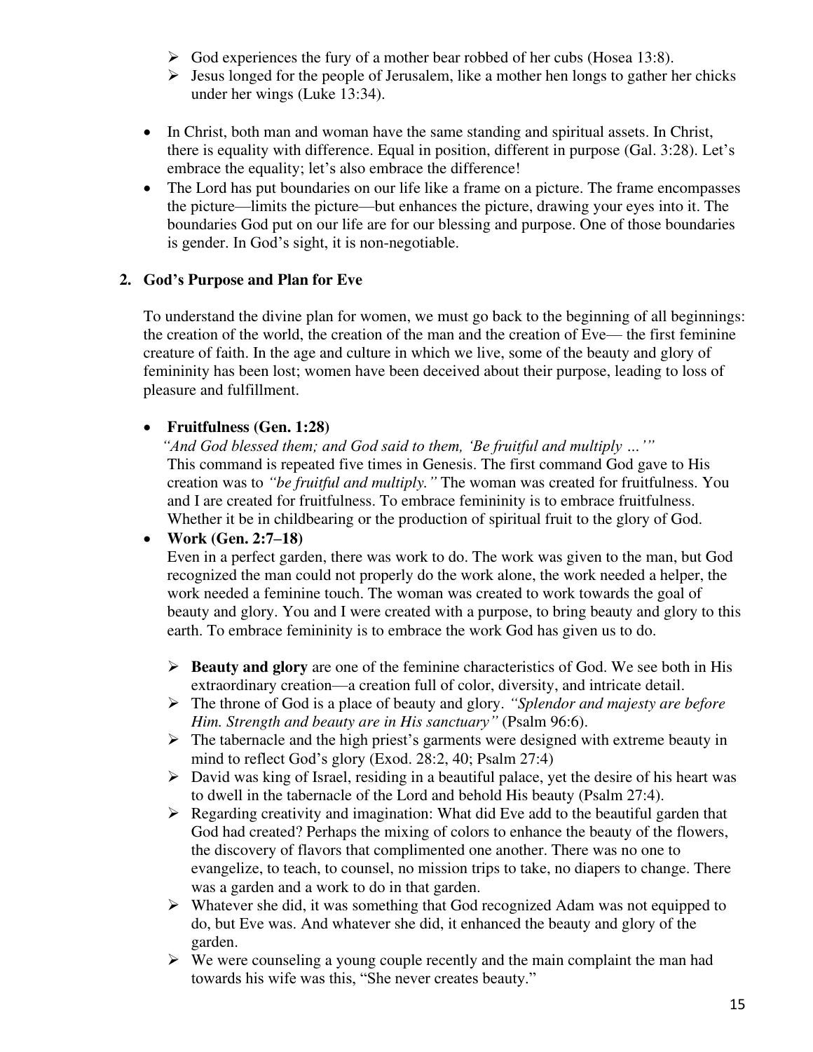- God experiences the fury of a mother bear robbed of her cubs (Hosea 13:8).
- Jesus longed for the people of Jerusalem, like a mother hen longs to gather her chicks under her wings (Luke 13:34).

- In Christ, both man and woman have the same standing and spiritual assets. In Christ, there is equality with difference. Equal in position, different in purpose (Gal. 3:28). Let's embrace the equality; let's also embrace the difference!
- The Lord has put boundaries on our life like a frame on a picture. The frame encompasses the picture—limits the picture—but enhances the picture, drawing your eyes into it. The boundaries God put on our life are for our blessing and purpose. One of those boundaries is gender. In God's sight, it is non-negotiable.

## 2. God's Purpose and Plan for Eve

To understand the divine plan for women, we must go back to the beginning of all beginnings: the creation of the world, the creation of the man and the creation of Eve— the first feminine creature of faith. In the age and culture in which we live, some of the beauty and glory of femininity has been lost; women have been deceived about their purpose, leading to loss of pleasure and fulfillment.

- **Fruitfulness (Gen. 1:28)**
  *"And God blessed them; and God said to them, 'Be fruitful and multiply …'"*
  This command is repeated five times in Genesis. The first command God gave to His creation was to *"be fruitful and multiply."* The woman was created for fruitfulness. You and I are created for fruitfulness. To embrace femininity is to embrace fruitfulness. Whether it be in childbearing or the production of spiritual fruit to the glory of God.
- **Work (Gen. 2:7–18)**
  Even in a perfect garden, there was work to do. The work was given to the man, but God recognized the man could not properly do the work alone, the work needed a helper, the work needed a feminine touch. The woman was created to work towards the goal of beauty and glory. You and I were created with a purpose, to bring beauty and glory to this earth. To embrace femininity is to embrace the work God has given us to do.

  - **Beauty and glory** are one of the feminine characteristics of God. We see both in His extraordinary creation—a creation full of color, diversity, and intricate detail.
  - The throne of God is a place of beauty and glory. *"Splendor and majesty are before Him. Strength and beauty are in His sanctuary"* (Psalm 96:6).
  - The tabernacle and the high priest's garments were designed with extreme beauty in mind to reflect God's glory (Exod. 28:2, 40; Psalm 27:4)
  - David was king of Israel, residing in a beautiful palace, yet the desire of his heart was to dwell in the tabernacle of the Lord and behold His beauty (Psalm 27:4).
  - Regarding creativity and imagination: What did Eve add to the beautiful garden that God had created? Perhaps the mixing of colors to enhance the beauty of the flowers, the discovery of flavors that complimented one another. There was no one to evangelize, to teach, to counsel, no mission trips to take, no diapers to change. There was a garden and a work to do in that garden.
  - Whatever she did, it was something that God recognized Adam was not equipped to do, but Eve was. And whatever she did, it enhanced the beauty and glory of the garden.
  - We were counseling a young couple recently and the main complaint the man had towards his wife was this, "She never creates beauty."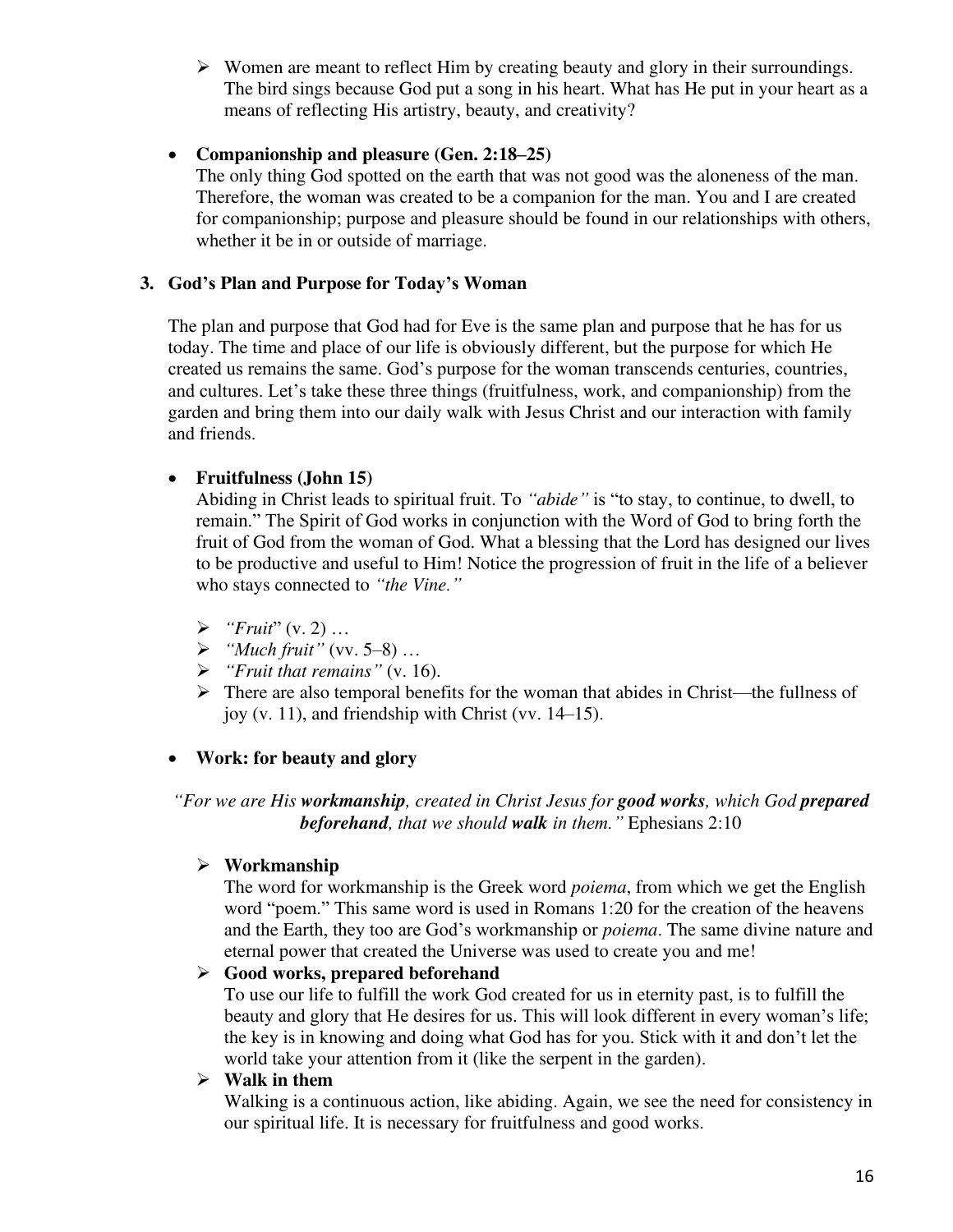- Women are meant to reflect Him by creating beauty and glory in their surroundings. The bird sings because God put a song in his heart. What has He put in your heart as a means of reflecting His artistry, beauty, and creativity?

- **Companionship and pleasure (Gen. 2:18–25)**
  The only thing God spotted on the earth that was not good was the aloneness of the man. Therefore, the woman was created to be a companion for the man. You and I are created for companionship; purpose and pleasure should be found in our relationships with others, whether it be in or outside of marriage.

### 3. God's Plan and Purpose for Today's Woman

The plan and purpose that God had for Eve is the same plan and purpose that he has for us today. The time and place of our life is obviously different, but the purpose for which He created us remains the same. God's purpose for the woman transcends centuries, countries, and cultures. Let's take these three things (fruitfulness, work, and companionship) from the garden and bring them into our daily walk with Jesus Christ and our interaction with family and friends.

- **Fruitfulness (John 15)**
  Abiding in Christ leads to spiritual fruit. To *"abide"* is "to stay, to continue, to dwell, to remain." The Spirit of God works in conjunction with the Word of God to bring forth the fruit of God from the woman of God. What a blessing that the Lord has designed our lives to be productive and useful to Him! Notice the progression of fruit in the life of a believer who stays connected to *"the Vine."*

  - *"Fruit*" (v. 2) …
  - *"Much fruit"* (vv. 5–8) …
  - *"Fruit that remains"* (v. 16).
  - There are also temporal benefits for the woman that abides in Christ—the fullness of joy (v. 11), and friendship with Christ (vv. 14–15).

- **Work: for beauty and glory**

*"For we are His **workmanship**, created in Christ Jesus for **good works**, which God **prepared beforehand**, that we should **walk** in them."* Ephesians 2:10

- **Workmanship**
  The word for workmanship is the Greek word *poiema*, from which we get the English word "poem." This same word is used in Romans 1:20 for the creation of the heavens and the Earth, they too are God's workmanship or *poiema*. The same divine nature and eternal power that created the Universe was used to create you and me!
- **Good works, prepared beforehand**
  To use our life to fulfill the work God created for us in eternity past, is to fulfill the beauty and glory that He desires for us. This will look different in every woman's life; the key is in knowing and doing what God has for you. Stick with it and don't let the world take your attention from it (like the serpent in the garden).
- **Walk in them**
  Walking is a continuous action, like abiding. Again, we see the need for consistency in our spiritual life. It is necessary for fruitfulness and good works.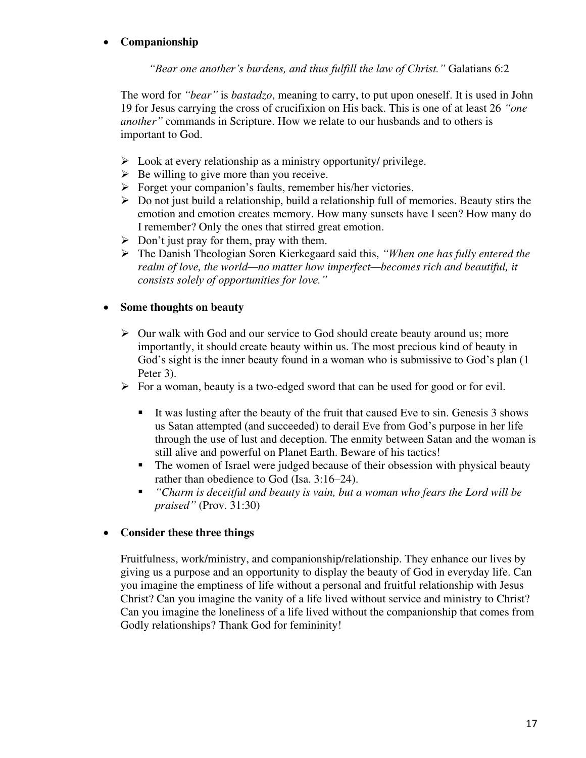- **Companionship**

  *"Bear one another's burdens, and thus fulfill the law of Christ."* Galatians 6:2

  The word for *"bear"* is *bastadzo*, meaning to carry, to put upon oneself. It is used in John 19 for Jesus carrying the cross of crucifixion on His back. This is one of at least 26 *"one another"* commands in Scripture. How we relate to our husbands and to others is important to God.

  - Look at every relationship as a ministry opportunity/ privilege.
  - Be willing to give more than you receive.
  - Forget your companion's faults, remember his/her victories.
  - Do not just build a relationship, build a relationship full of memories. Beauty stirs the emotion and emotion creates memory. How many sunsets have I seen? How many do I remember? Only the ones that stirred great emotion.
  - Don't just pray for them, pray with them.
  - The Danish Theologian Soren Kierkegaard said this, *"When one has fully entered the realm of love, the world—no matter how imperfect—becomes rich and beautiful, it consists solely of opportunities for love."*

- **Some thoughts on beauty**

  - Our walk with God and our service to God should create beauty around us; more importantly, it should create beauty within us. The most precious kind of beauty in God's sight is the inner beauty found in a woman who is submissive to God's plan (1 Peter 3).
  - For a woman, beauty is a two-edged sword that can be used for good or for evil.
    - It was lusting after the beauty of the fruit that caused Eve to sin. Genesis 3 shows us Satan attempted (and succeeded) to derail Eve from God's purpose in her life through the use of lust and deception. The enmity between Satan and the woman is still alive and powerful on Planet Earth. Beware of his tactics!
    - The women of Israel were judged because of their obsession with physical beauty rather than obedience to God (Isa. 3:16–24).
    - *"Charm is deceitful and beauty is vain, but a woman who fears the Lord will be praised"* (Prov. 31:30)

- **Consider these three things**

  Fruitfulness, work/ministry, and companionship/relationship. They enhance our lives by giving us a purpose and an opportunity to display the beauty of God in everyday life. Can you imagine the emptiness of life without a personal and fruitful relationship with Jesus Christ? Can you imagine the vanity of a life lived without service and ministry to Christ? Can you imagine the loneliness of a life lived without the companionship that comes from Godly relationships? Thank God for femininity!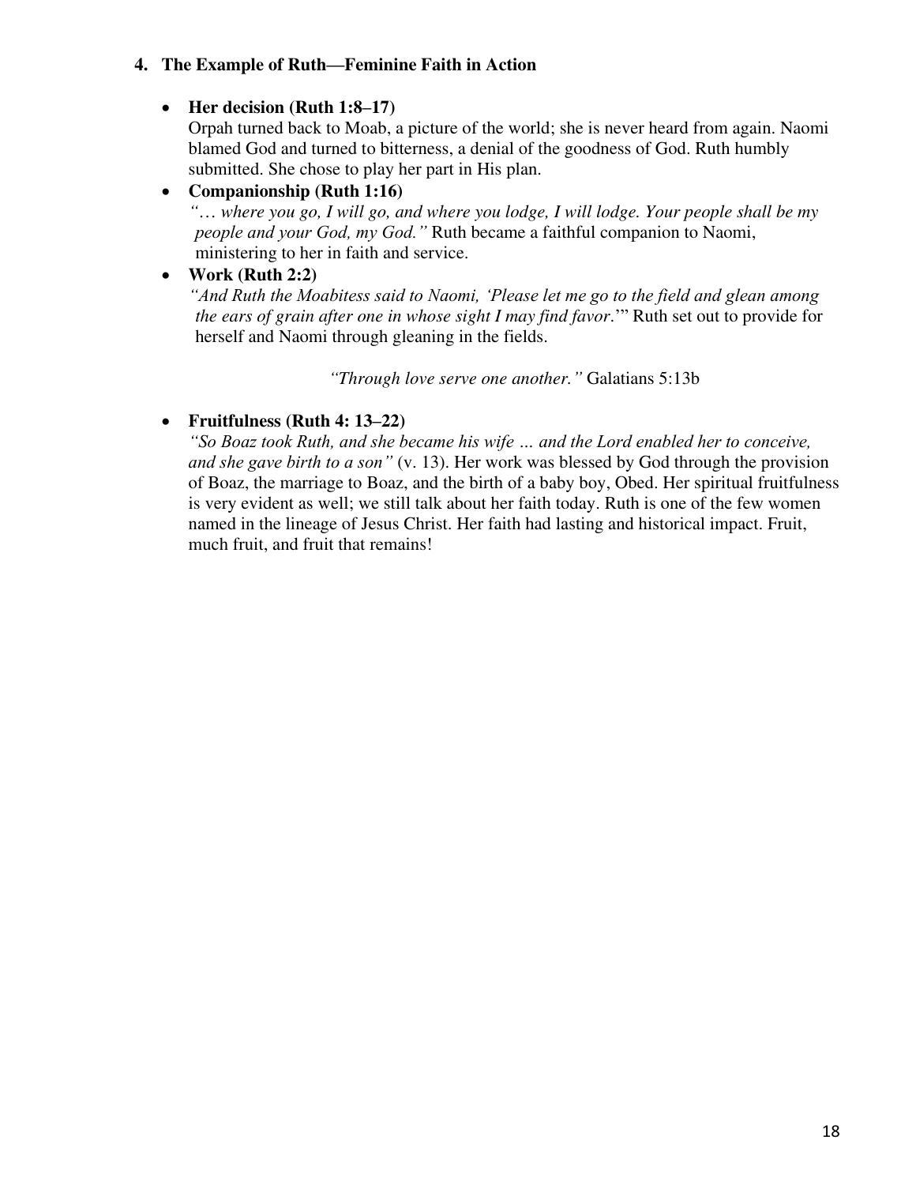**4. The Example of Ruth—Feminine Faith in Action**

- **Her decision (Ruth 1:8–17)**
  Orpah turned back to Moab, a picture of the world; she is never heard from again. Naomi blamed God and turned to bitterness, a denial of the goodness of God. Ruth humbly submitted. She chose to play her part in His plan.
- **Companionship (Ruth 1:16)**
  *"… where you go, I will go, and where you lodge, I will lodge. Your people shall be my people and your God, my God."* Ruth became a faithful companion to Naomi, ministering to her in faith and service.
- **Work (Ruth 2:2)**
  *"And Ruth the Moabitess said to Naomi, 'Please let me go to the field and glean among the ears of grain after one in whose sight I may find favor.'"* Ruth set out to provide for herself and Naomi through gleaning in the fields.

*"Through love serve one another."* Galatians 5:13b

- **Fruitfulness (Ruth 4: 13–22)**
  *"So Boaz took Ruth, and she became his wife … and the Lord enabled her to conceive, and she gave birth to a son"* (v. 13). Her work was blessed by God through the provision of Boaz, the marriage to Boaz, and the birth of a baby boy, Obed. Her spiritual fruitfulness is very evident as well; we still talk about her faith today. Ruth is one of the few women named in the lineage of Jesus Christ. Her faith had lasting and historical impact. Fruit, much fruit, and fruit that remains!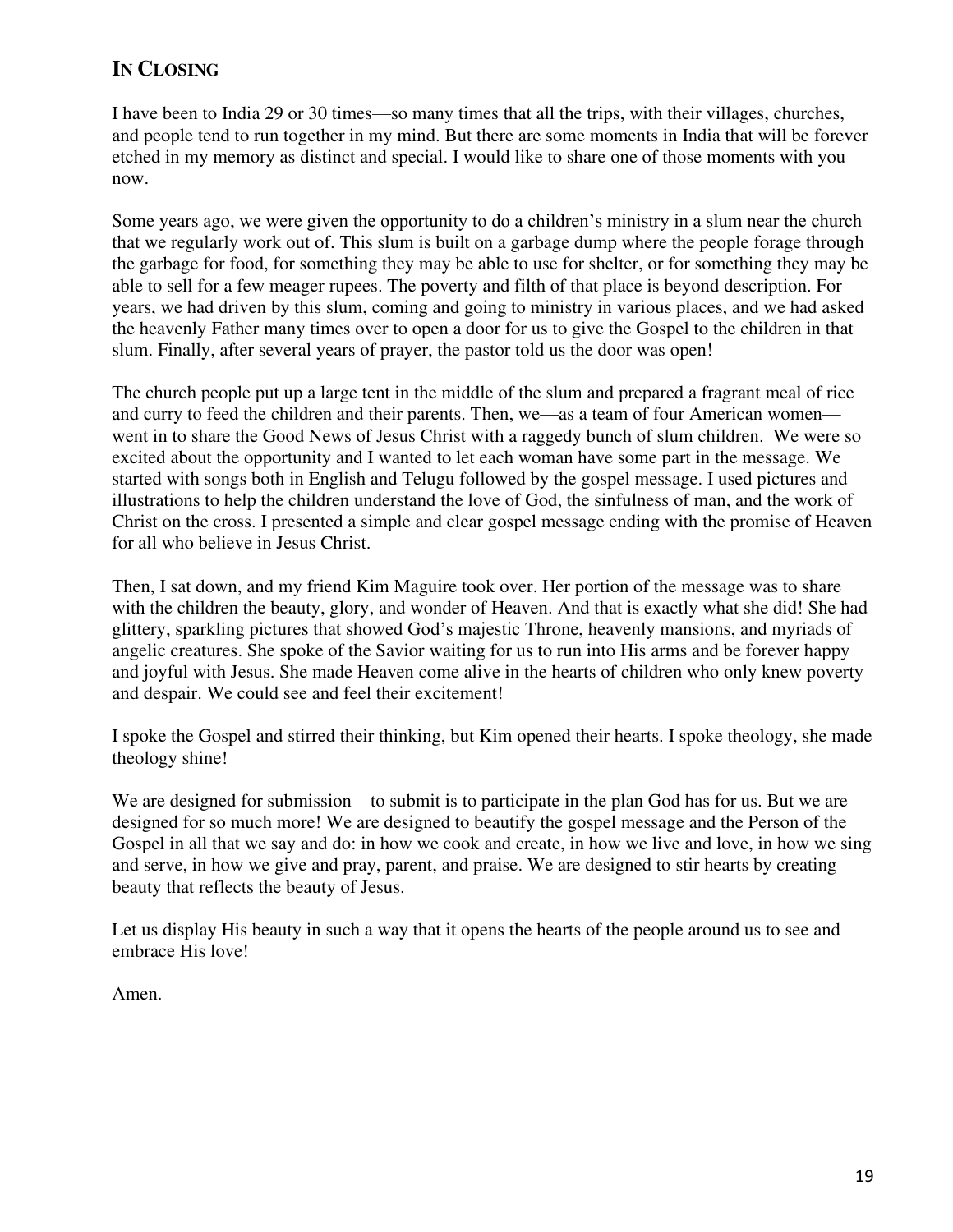## IN CLOSING

I have been to India 29 or 30 times—so many times that all the trips, with their villages, churches, and people tend to run together in my mind. But there are some moments in India that will be forever etched in my memory as distinct and special. I would like to share one of those moments with you now.

Some years ago, we were given the opportunity to do a children's ministry in a slum near the church that we regularly work out of. This slum is built on a garbage dump where the people forage through the garbage for food, for something they may be able to use for shelter, or for something they may be able to sell for a few meager rupees. The poverty and filth of that place is beyond description. For years, we had driven by this slum, coming and going to ministry in various places, and we had asked the heavenly Father many times over to open a door for us to give the Gospel to the children in that slum. Finally, after several years of prayer, the pastor told us the door was open!

The church people put up a large tent in the middle of the slum and prepared a fragrant meal of rice and curry to feed the children and their parents. Then, we—as a team of four American women—went in to share the Good News of Jesus Christ with a raggedy bunch of slum children. We were so excited about the opportunity and I wanted to let each woman have some part in the message. We started with songs both in English and Telugu followed by the gospel message. I used pictures and illustrations to help the children understand the love of God, the sinfulness of man, and the work of Christ on the cross. I presented a simple and clear gospel message ending with the promise of Heaven for all who believe in Jesus Christ.

Then, I sat down, and my friend Kim Maguire took over. Her portion of the message was to share with the children the beauty, glory, and wonder of Heaven. And that is exactly what she did! She had glittery, sparkling pictures that showed God's majestic Throne, heavenly mansions, and myriads of angelic creatures. She spoke of the Savior waiting for us to run into His arms and be forever happy and joyful with Jesus. She made Heaven come alive in the hearts of children who only knew poverty and despair. We could see and feel their excitement!

I spoke the Gospel and stirred their thinking, but Kim opened their hearts. I spoke theology, she made theology shine!

We are designed for submission—to submit is to participate in the plan God has for us. But we are designed for so much more! We are designed to beautify the gospel message and the Person of the Gospel in all that we say and do: in how we cook and create, in how we live and love, in how we sing and serve, in how we give and pray, parent, and praise. We are designed to stir hearts by creating beauty that reflects the beauty of Jesus.

Let us display His beauty in such a way that it opens the hearts of the people around us to see and embrace His love!

Amen.